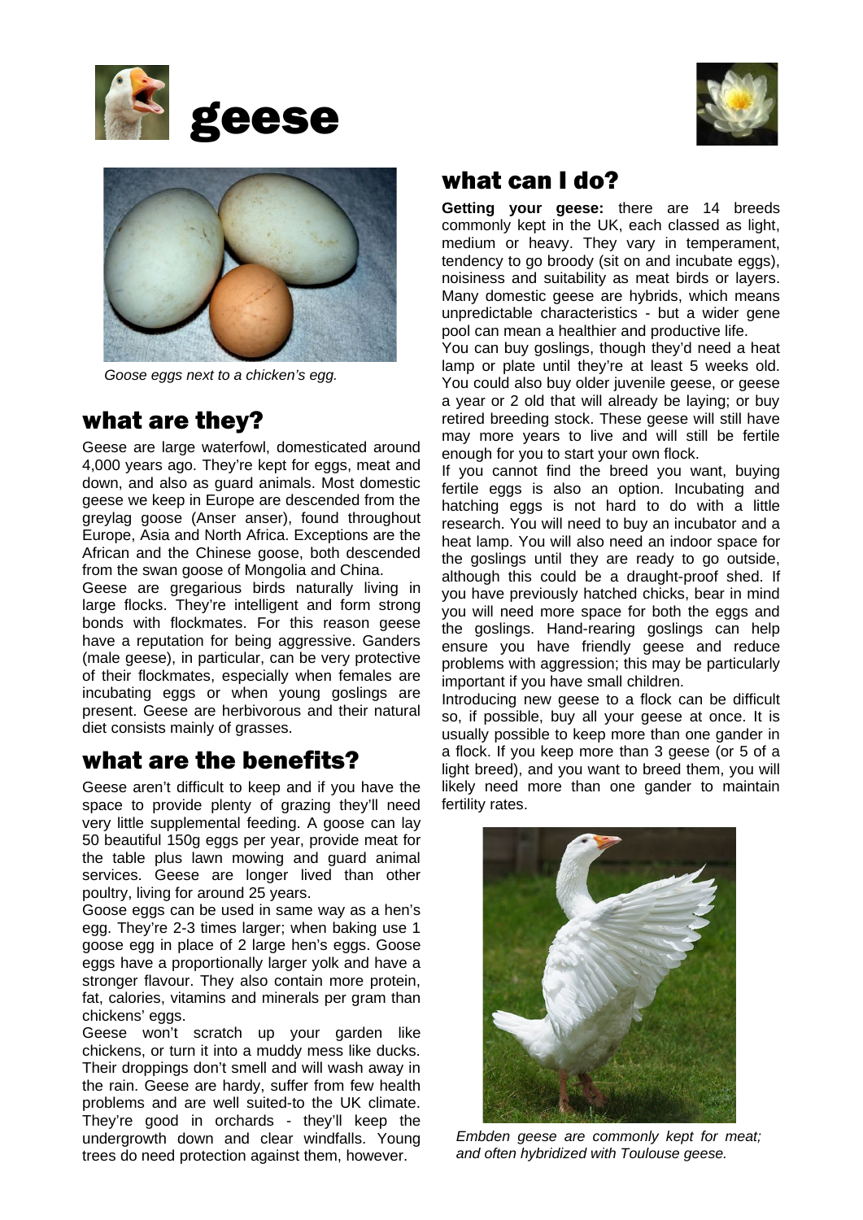# geese

*Goose eggs next to a chicken's egg.*

## what are they?

Geese are large waterfowl, domesticated around 4,000 years ago. They're kept for eggs, meat and down, and also as guard animals. Most domestic geese we keep in Europe are descended from the greylag goose (Anser anser), found throughout Europe, Asia and North Africa. Exceptions are the African and the Chinese goose, both descended from the swan goose of Mongolia and China.

Geese are gregarious birds naturally living in large flocks. They're intelligent and form strong bonds with flockmates. For this reason geese have a reputation for being aggressive. Ganders (male geese), in particular, can be very protective of their flockmates, especially when females are incubating eggs or when young goslings are present. Geese are herbivorous and their natural diet consists mainly of grasses.

## what are the benefits?

Geese aren't difficult to keep and if you have the space to provide plenty of grazing they'll need very little supplemental feeding. A goose can lay 50 beautiful 150g eggs per year, provide meat for the table plus lawn mowing and guard animal services. Geese are longer lived than other poultry, living for around 25 years.

Goose eggs can be used in same way as a hen's egg. They're 2-3 times larger; when baking use 1 goose egg in place of 2 large hen's eggs. Goose eggs have a proportionally larger yolk and have a stronger flavour. They also contain more protein, fat, calories, vitamins and minerals per gram than chickens' eggs.

Geese won't scratch up your garden like chickens, or turn it into a muddy mess like ducks. Their droppings don't smell and will wash away in the rain. Geese are hardy, suffer from few health problems and are well suited-to the UK climate. They're good in orchards - they'll keep the undergrowth down and clear windfalls. Young trees do need protection against them, however.

## what can I do?

**Getting your geese:** there are 14 breeds commonly kept in the UK, each classed as light, medium or heavy. They vary in temperament, tendency to go broody (sit on and incubate eggs), noisiness and suitability as meat birds or layers. Many domestic geese are hybrids, which means unpredictable characteristics - but a wider gene pool can mean a healthier and productive life.

You can buy goslings, though they'd need a heat lamp or plate until they're at least 5 weeks old. You could also buy older juvenile geese, or geese a year or 2 old that will already be laying; or buy retired breeding stock. These geese will still have may more years to live and will still be fertile enough for you to start your own flock.

If you cannot find the breed you want, buying fertile eggs is also an option. Incubating and hatching eggs is not hard to do with a little research. You will need to buy an incubator and a heat lamp. You will also need an indoor space for the goslings until they are ready to go outside, although this could be a draught-proof shed. If you have previously hatched chicks, bear in mind you will need more space for both the eggs and the goslings. Hand-rearing goslings can help ensure you have friendly geese and reduce problems with aggression; this may be particularly important if you have small children.

Introducing new geese to a flock can be difficult so, if possible, buy all your geese at once. It is usually possible to keep more than one gander in a flock. If you keep more than 3 geese (or 5 of a light breed), and you want to breed them, you will likely need more than one gander to maintain fertility rates.

*Embden geese are commonly kept for meat; and often hybridized with Toulouse geese.*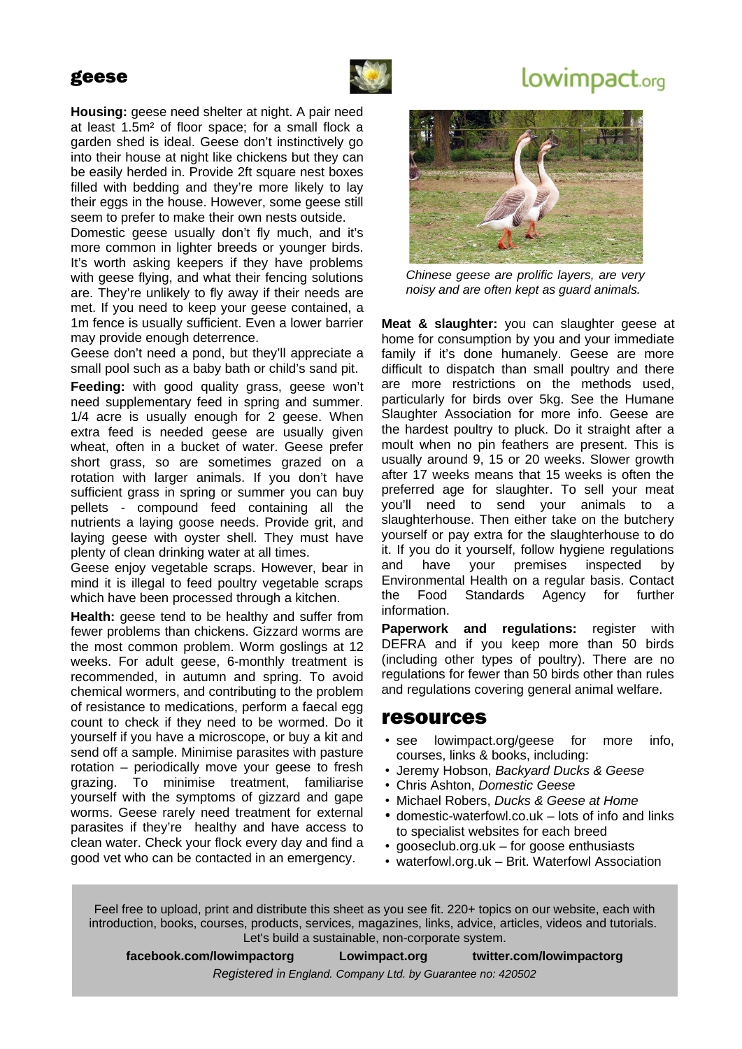# geese

lowimpact.org

**Housing:** geese need shelter at night. A pair need at least 1.5m² of floor space; for a small flock a garden shed is ideal. Geese don't instinctively go into their house at night like chickens but they can be easily herded in. Provide 2ft square nest boxes filled with bedding and they're more likely to lay their eggs in the house. However, some geese still seem to prefer to make their own nests outside.

Domestic geese usually don't fly much, and it's more common in lighter breeds or younger birds. It's worth asking keepers if they have problems with geese flying, and what their fencing solutions are. They're unlikely to fly away if their needs are met. If you need to keep your geese contained, a 1m fence is usually sufficient. Even a lower barrier may provide enough deterrence.

Geese don't need a pond, but they'll appreciate a small pool such as a baby bath or child's sand pit.

**Feeding:** with good quality grass, geese won't need supplementary feed in spring and summer. 1/4 acre is usually enough for 2 geese. When extra feed is needed geese are usually given wheat, often in a bucket of water. Geese prefer short grass, so are sometimes grazed on a rotation with larger animals. If you don't have sufficient grass in spring or summer you can buy pellets - compound feed containing all the nutrients a laying goose needs. Provide grit, and laying geese with oyster shell. They must have plenty of clean drinking water at all times.

Geese enjoy vegetable scraps. However, bear in mind it is illegal to feed poultry vegetable scraps which have been processed through a kitchen.

**Health:** geese tend to be healthy and suffer from fewer problems than chickens. Gizzard worms are the most common problem. Worm goslings at 12 weeks. For adult geese, 6-monthly treatment is recommended, in autumn and spring. To avoid chemical wormers, and contributing to the problem of resistance to medications, perform a faecal egg count to check if they need to be wormed. Do it yourself if you have a microscope, or buy a kit and send off a sample. Minimise parasites with pasture rotation – periodically move your geese to fresh grazing. To minimise treatment, familiarise yourself with the symptoms of gizzard and gape worms. Geese rarely need treatment for external parasites if they're healthy and have access to clean water. Check your flock every day and find a good vet who can be contacted in an emergency.

*Chinese geese are prolific layers, are very noisy and are often kept as guard animals.*

**Meat & slaughter:** you can slaughter geese at home for consumption by you and your immediate family if it's done humanely. Geese are more difficult to dispatch than small poultry and there are more restrictions on the methods used, particularly for birds over 5kg. See the Humane Slaughter Association for more info. Geese are the hardest poultry to pluck. Do it straight after a moult when no pin feathers are present. This is usually around 9, 15 or 20 weeks. Slower growth after 17 weeks means that 15 weeks is often the preferred age for slaughter. To sell your meat you'll need to send your animals to a slaughterhouse. Then either take on the butchery yourself or pay extra for the slaughterhouse to do it. If you do it yourself, follow hygiene regulations and have your premises inspected by Environmental Health on a regular basis. Contact the Food Standards Agency for further information.

**Paperwork and regulations:** register with DEFRA and if you keep more than 50 birds (including other types of poultry). There are no regulations for fewer than 50 birds other than rules and regulations covering general animal welfare.

## resources

- see lowimpact.org/geese for more info, courses, links & books, including:
- Jeremy Hobson, *Backyard Ducks & Geese*
- Chris Ashton, *Domestic Geese*
- Michael Robers, *Ducks & Geese at Home*
- domestic-waterfowl.co.uk – lots of info and links to specialist websites for each breed
- gooseclub.org.uk – for goose enthusiasts
- waterfowl.org.uk – Brit. Waterfowl Association

Feel free to upload, print and distribute this sheet as you see fit. 220+ topics on our website, each with introduction, books, courses, products, services, magazines, links, advice, articles, videos and tutorials. Let's build a sustainable, non-corporate system.

**facebook.com/lowimpactorg** **Lowimpact.org** **twitter.com/lowimpactorg**

*Registered in England. Company Ltd. by Guarantee no: 420502*